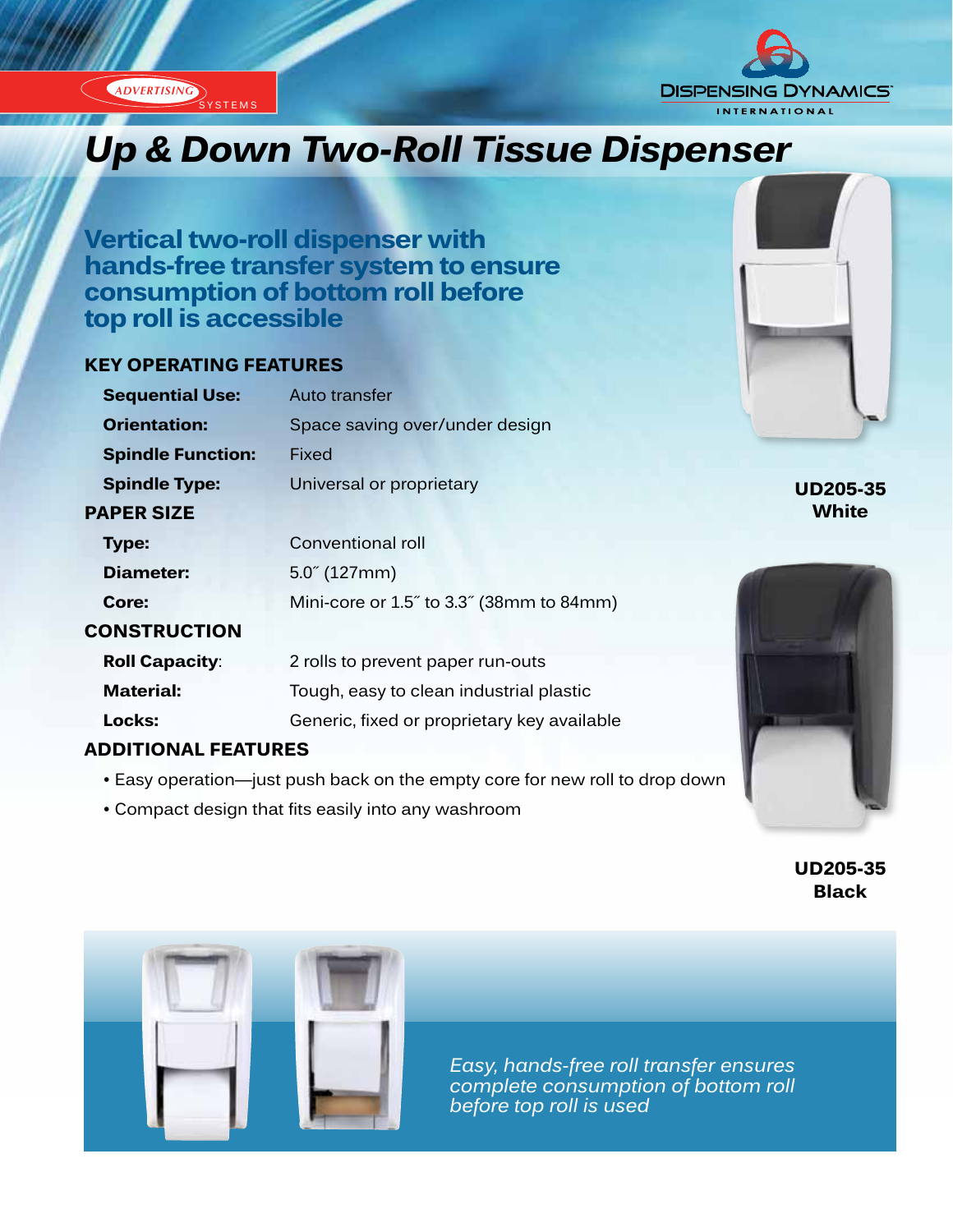ADVERTISING SYSTEMS

DISPENSING DYNAMICS INTERNATIONAL

# Up & Down Two-Roll Tissue Dispenser

## Vertical two-roll dispenser with hands-free transfer system to ensure consumption of bottom roll before top roll is accessible

### KEY OPERATING FEATURES

| | |
|---|---|
| **Sequential Use:** | Auto transfer |
| **Orientation:** | Space saving over/under design |
| **Spindle Function:** | Fixed |
| **Spindle Type:** | Universal or proprietary |

### PAPER SIZE

| | |
|---|---|
| **Type:** | Conventional roll |
| **Diameter:** | 5.0˝ (127mm) |
| **Core:** | Mini-core or 1.5˝ to 3.3˝ (38mm to 84mm) |

### CONSTRUCTION

| | |
|---|---|
| **Roll Capacity**: | 2 rolls to prevent paper run-outs |
| **Material:** | Tough, easy to clean industrial plastic |
| **Locks:** | Generic, fixed or proprietary key available |

### ADDITIONAL FEATURES

- Easy operation—just push back on the empty core for new roll to drop down
- Compact design that fits easily into any washroom

**UD205-35 White**

**UD205-35 Black**

*Easy, hands-free roll transfer ensures complete consumption of bottom roll before top roll is used*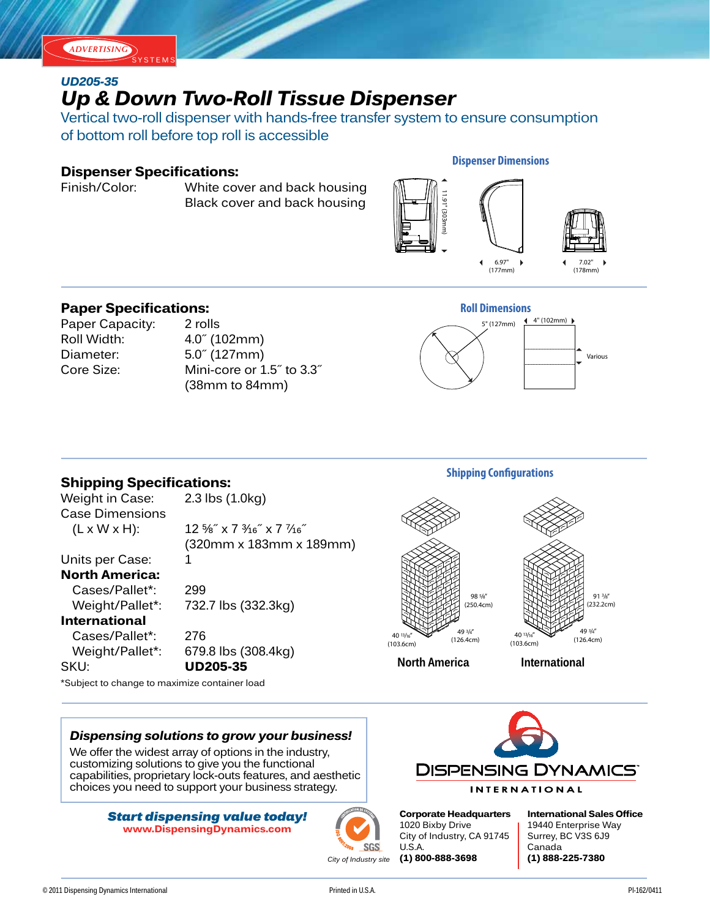ADVERTISING SYSTEMS

*UD205-35*

# *Up & Down Two-Roll Tissue Dispenser*

Vertical two-roll dispenser with hands-free transfer system to ensure consumption of bottom roll before top roll is accessible

## Dispenser Specifications:

| | |
|---|---|
| Finish/Color: | White cover and back housing<br>Black cover and back housing |

**Dispenser Dimensions**

11.91" (303mm)

6.97" (177mm)

7.02" (178mm)

## Paper Specifications:

| | |
|---|---|
| Paper Capacity: | 2 rolls |
| Roll Width: | 4.0˝ (102mm) |
| Diameter: | 5.0˝ (127mm) |
| Core Size: | Mini-core or 1.5˝ to 3.3˝<br>(38mm to 84mm) |

**Roll Dimensions**

5" (127mm)

4" (102mm)

Various

## Shipping Specifications:

| | |
|---|---|
| Weight in Case: | 2.3 lbs (1.0kg) |
| Case Dimensions (L x W x H): | 12 5⁄8˝ x 7 3⁄16˝ x 7 7⁄16˝<br>(320mm x 183mm x 189mm) |
| Units per Case: | 1 |
| **North America:** | |
| Cases/Pallet*: | 299 |
| Weight/Pallet*: | 732.7 lbs (332.3kg) |
| **International** | |
| Cases/Pallet*: | 276 |
| Weight/Pallet*: | 679.8 lbs (308.4kg) |
| SKU: | **UD205-35** |

*Subject to change to maximize container load

**Shipping Configurations**

North America

98 5⁄8" (250.4cm)

40 13⁄16" (103.6cm)

49 3⁄4" (126.4cm)

International

91 3⁄8" (232.2cm)

40 13⁄16" (103.6cm)

49 3⁄4" (126.4cm)

### *Dispensing solutions to grow your business!*

We offer the widest array of options in the industry, customizing solutions to give you the functional capabilities, proprietary lock-outs features, and aesthetic choices you need to support your business strategy.

***Start dispensing value today!***
**www.DispensingDynamics.com**

City of Industry site

DISPENSING DYNAMICS INTERNATIONAL

**Corporate Headquarters**
1020 Bixby Drive
City of Industry, CA 91745
U.S.A.
**(1) 800-888-3698**

**International Sales Office**
19440 Enterprise Way
Surrey, BC V3S 6J9
Canada
**(1) 888-225-7380**

© 2011 Dispensing Dynamics International     Printed in U.S.A.     PI-162/0411